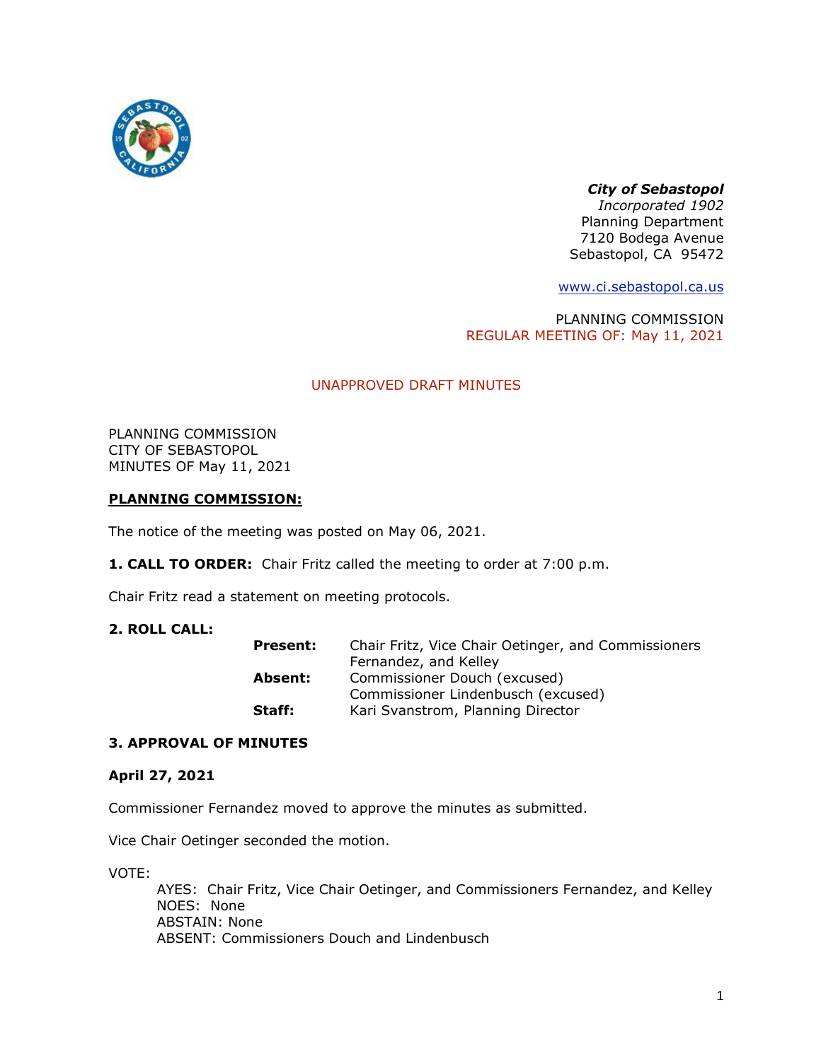***City of Sebastopol***
*Incorporated 1902*
Planning Department
7120 Bodega Avenue
Sebastopol, CA 95472

www.ci.sebastopol.ca.us

PLANNING COMMISSION
REGULAR MEETING OF: May 11, 2021

UNAPPROVED DRAFT MINUTES

PLANNING COMMISSION
CITY OF SEBASTOPOL
MINUTES OF May 11, 2021

**PLANNING COMMISSION:**

The notice of the meeting was posted on May 06, 2021.

**1. CALL TO ORDER:** Chair Fritz called the meeting to order at 7:00 p.m.

Chair Fritz read a statement on meeting protocols.

**2. ROLL CALL:**

| | |
|---|---|
| **Present:** | Chair Fritz, Vice Chair Oetinger, and Commissioners Fernandez, and Kelley |
| **Absent:** | Commissioner Douch (excused)<br>Commissioner Lindenbusch (excused) |
| **Staff:** | Kari Svanstrom, Planning Director |

**3. APPROVAL OF MINUTES**

**April 27, 2021**

Commissioner Fernandez moved to approve the minutes as submitted.

Vice Chair Oetinger seconded the motion.

VOTE:
AYES: Chair Fritz, Vice Chair Oetinger, and Commissioners Fernandez, and Kelley
NOES: None
ABSTAIN: None
ABSENT: Commissioners Douch and Lindenbusch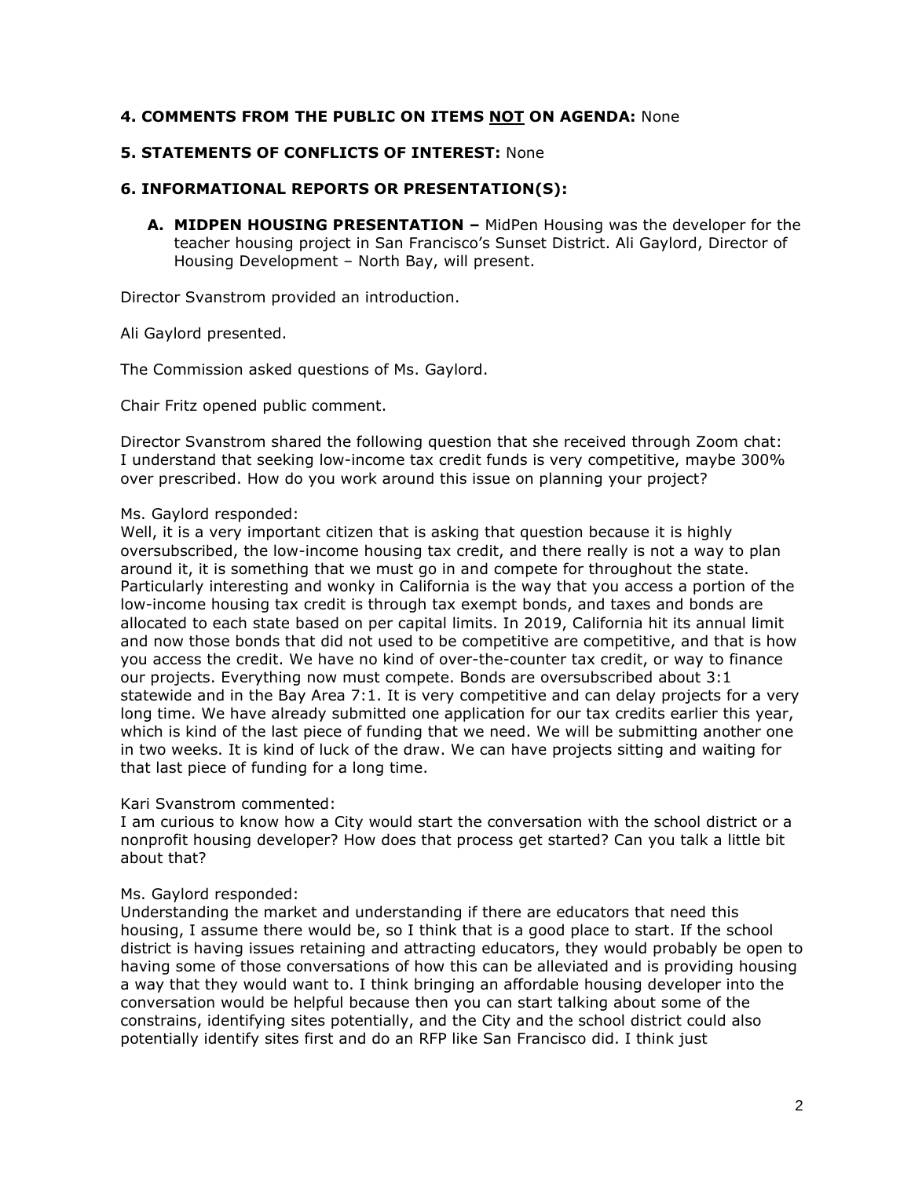## 4. COMMENTS FROM THE PUBLIC ON ITEMS <u>NOT</u> ON AGENDA: None

## 5. STATEMENTS OF CONFLICTS OF INTEREST: None

## 6. INFORMATIONAL REPORTS OR PRESENTATION(S):

**A. MIDPEN HOUSING PRESENTATION –** MidPen Housing was the developer for the teacher housing project in San Francisco's Sunset District. Ali Gaylord, Director of Housing Development – North Bay, will present.

Director Svanstrom provided an introduction.

Ali Gaylord presented.

The Commission asked questions of Ms. Gaylord.

Chair Fritz opened public comment.

Director Svanstrom shared the following question that she received through Zoom chat: I understand that seeking low-income tax credit funds is very competitive, maybe 300% over prescribed. How do you work around this issue on planning your project?

Ms. Gaylord responded:
Well, it is a very important citizen that is asking that question because it is highly oversubscribed, the low-income housing tax credit, and there really is not a way to plan around it, it is something that we must go in and compete for throughout the state. Particularly interesting and wonky in California is the way that you access a portion of the low-income housing tax credit is through tax exempt bonds, and taxes and bonds are allocated to each state based on per capital limits. In 2019, California hit its annual limit and now those bonds that did not used to be competitive are competitive, and that is how you access the credit. We have no kind of over-the-counter tax credit, or way to finance our projects. Everything now must compete. Bonds are oversubscribed about 3:1 statewide and in the Bay Area 7:1. It is very competitive and can delay projects for a very long time. We have already submitted one application for our tax credits earlier this year, which is kind of the last piece of funding that we need. We will be submitting another one in two weeks. It is kind of luck of the draw. We can have projects sitting and waiting for that last piece of funding for a long time.

Kari Svanstrom commented:
I am curious to know how a City would start the conversation with the school district or a nonprofit housing developer? How does that process get started? Can you talk a little bit about that?

Ms. Gaylord responded:
Understanding the market and understanding if there are educators that need this housing, I assume there would be, so I think that is a good place to start. If the school district is having issues retaining and attracting educators, they would probably be open to having some of those conversations of how this can be alleviated and is providing housing a way that they would want to. I think bringing an affordable housing developer into the conversation would be helpful because then you can start talking about some of the constrains, identifying sites potentially, and the City and the school district could also potentially identify sites first and do an RFP like San Francisco did. I think just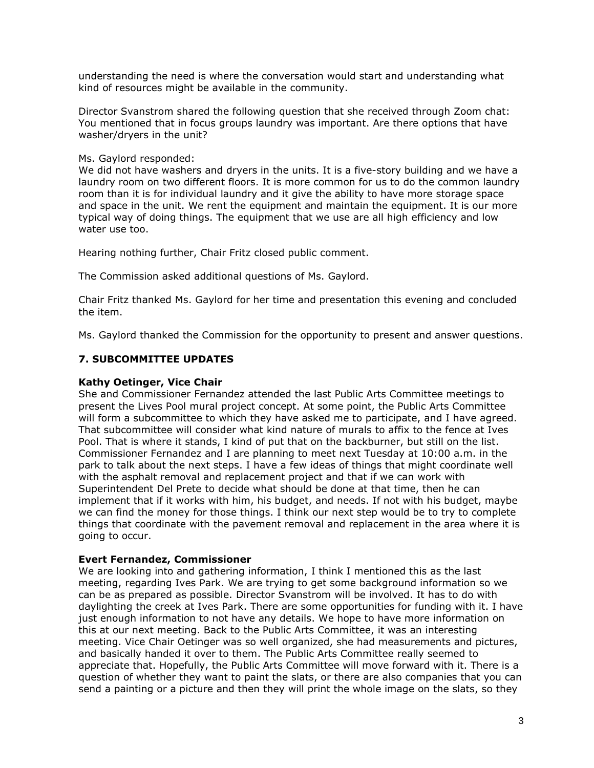understanding the need is where the conversation would start and understanding what kind of resources might be available in the community.

Director Svanstrom shared the following question that she received through Zoom chat: You mentioned that in focus groups laundry was important. Are there options that have washer/dryers in the unit?

Ms. Gaylord responded:
We did not have washers and dryers in the units. It is a five-story building and we have a laundry room on two different floors. It is more common for us to do the common laundry room than it is for individual laundry and it give the ability to have more storage space and space in the unit. We rent the equipment and maintain the equipment. It is our more typical way of doing things. The equipment that we use are all high efficiency and low water use too.

Hearing nothing further, Chair Fritz closed public comment.

The Commission asked additional questions of Ms. Gaylord.

Chair Fritz thanked Ms. Gaylord for her time and presentation this evening and concluded the item.

Ms. Gaylord thanked the Commission for the opportunity to present and answer questions.

## 7. SUBCOMMITTEE UPDATES

**Kathy Oetinger, Vice Chair**
She and Commissioner Fernandez attended the last Public Arts Committee meetings to present the Lives Pool mural project concept. At some point, the Public Arts Committee will form a subcommittee to which they have asked me to participate, and I have agreed. That subcommittee will consider what kind nature of murals to affix to the fence at Ives Pool. That is where it stands, I kind of put that on the backburner, but still on the list. Commissioner Fernandez and I are planning to meet next Tuesday at 10:00 a.m. in the park to talk about the next steps. I have a few ideas of things that might coordinate well with the asphalt removal and replacement project and that if we can work with Superintendent Del Prete to decide what should be done at that time, then he can implement that if it works with him, his budget, and needs. If not with his budget, maybe we can find the money for those things. I think our next step would be to try to complete things that coordinate with the pavement removal and replacement in the area where it is going to occur.

**Evert Fernandez, Commissioner**
We are looking into and gathering information, I think I mentioned this as the last meeting, regarding Ives Park. We are trying to get some background information so we can be as prepared as possible. Director Svanstrom will be involved. It has to do with daylighting the creek at Ives Park. There are some opportunities for funding with it. I have just enough information to not have any details. We hope to have more information on this at our next meeting. Back to the Public Arts Committee, it was an interesting meeting. Vice Chair Oetinger was so well organized, she had measurements and pictures, and basically handed it over to them. The Public Arts Committee really seemed to appreciate that. Hopefully, the Public Arts Committee will move forward with it. There is a question of whether they want to paint the slats, or there are also companies that you can send a painting or a picture and then they will print the whole image on the slats, so they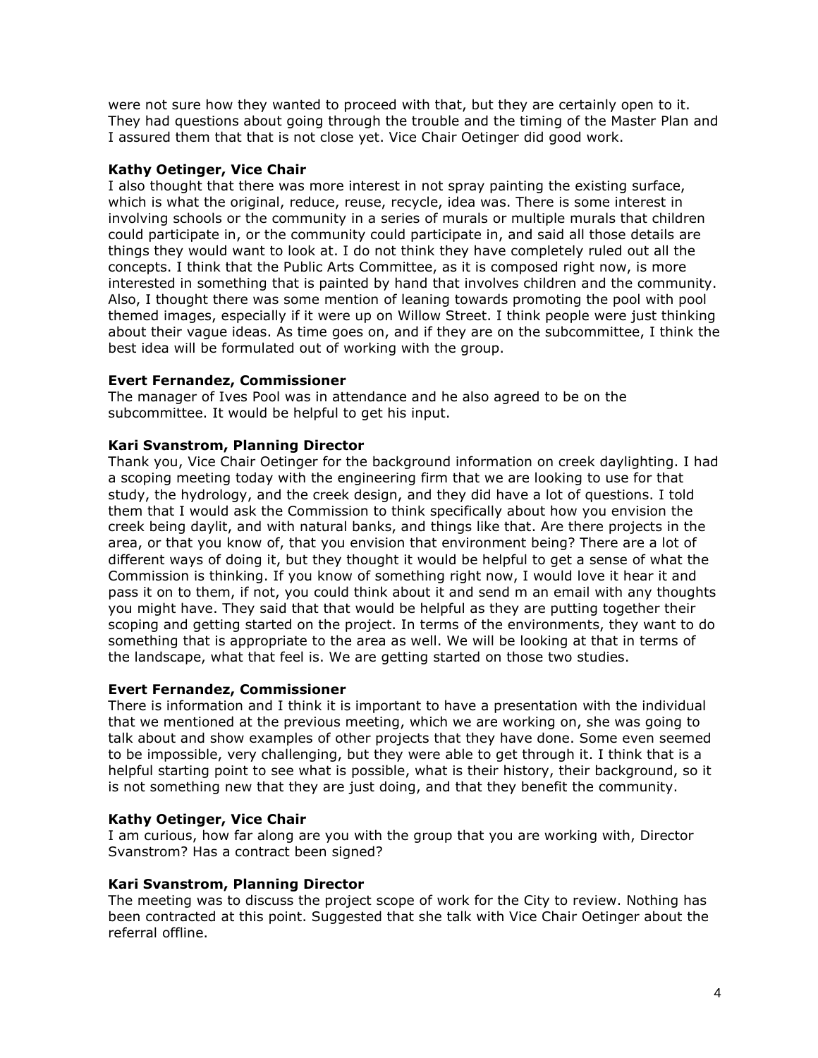were not sure how they wanted to proceed with that, but they are certainly open to it. They had questions about going through the trouble and the timing of the Master Plan and I assured them that that is not close yet. Vice Chair Oetinger did good work.

**Kathy Oetinger, Vice Chair**
I also thought that there was more interest in not spray painting the existing surface, which is what the original, reduce, reuse, recycle, idea was. There is some interest in involving schools or the community in a series of murals or multiple murals that children could participate in, or the community could participate in, and said all those details are things they would want to look at. I do not think they have completely ruled out all the concepts. I think that the Public Arts Committee, as it is composed right now, is more interested in something that is painted by hand that involves children and the community. Also, I thought there was some mention of leaning towards promoting the pool with pool themed images, especially if it were up on Willow Street. I think people were just thinking about their vague ideas. As time goes on, and if they are on the subcommittee, I think the best idea will be formulated out of working with the group.

**Evert Fernandez, Commissioner**
The manager of Ives Pool was in attendance and he also agreed to be on the subcommittee. It would be helpful to get his input.

**Kari Svanstrom, Planning Director**
Thank you, Vice Chair Oetinger for the background information on creek daylighting. I had a scoping meeting today with the engineering firm that we are looking to use for that study, the hydrology, and the creek design, and they did have a lot of questions. I told them that I would ask the Commission to think specifically about how you envision the creek being daylit, and with natural banks, and things like that. Are there projects in the area, or that you know of, that you envision that environment being? There are a lot of different ways of doing it, but they thought it would be helpful to get a sense of what the Commission is thinking. If you know of something right now, I would love it hear it and pass it on to them, if not, you could think about it and send m an email with any thoughts you might have. They said that that would be helpful as they are putting together their scoping and getting started on the project. In terms of the environments, they want to do something that is appropriate to the area as well. We will be looking at that in terms of the landscape, what that feel is. We are getting started on those two studies.

**Evert Fernandez, Commissioner**
There is information and I think it is important to have a presentation with the individual that we mentioned at the previous meeting, which we are working on, she was going to talk about and show examples of other projects that they have done. Some even seemed to be impossible, very challenging, but they were able to get through it. I think that is a helpful starting point to see what is possible, what is their history, their background, so it is not something new that they are just doing, and that they benefit the community.

**Kathy Oetinger, Vice Chair**
I am curious, how far along are you with the group that you are working with, Director Svanstrom? Has a contract been signed?

**Kari Svanstrom, Planning Director**
The meeting was to discuss the project scope of work for the City to review. Nothing has been contracted at this point. Suggested that she talk with Vice Chair Oetinger about the referral offline.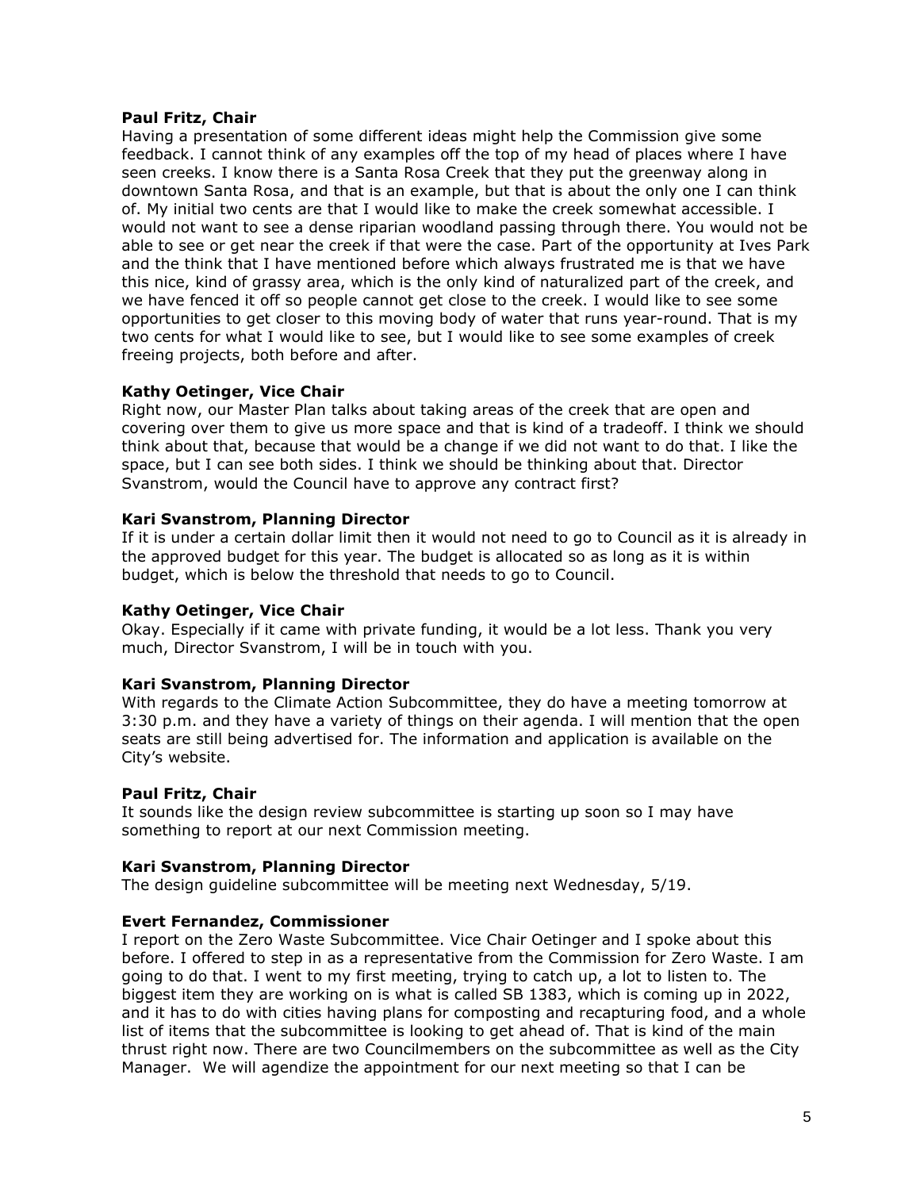**Paul Fritz, Chair**
Having a presentation of some different ideas might help the Commission give some feedback. I cannot think of any examples off the top of my head of places where I have seen creeks. I know there is a Santa Rosa Creek that they put the greenway along in downtown Santa Rosa, and that is an example, but that is about the only one I can think of. My initial two cents are that I would like to make the creek somewhat accessible. I would not want to see a dense riparian woodland passing through there. You would not be able to see or get near the creek if that were the case. Part of the opportunity at Ives Park and the think that I have mentioned before which always frustrated me is that we have this nice, kind of grassy area, which is the only kind of naturalized part of the creek, and we have fenced it off so people cannot get close to the creek. I would like to see some opportunities to get closer to this moving body of water that runs year-round. That is my two cents for what I would like to see, but I would like to see some examples of creek freeing projects, both before and after.

**Kathy Oetinger, Vice Chair**
Right now, our Master Plan talks about taking areas of the creek that are open and covering over them to give us more space and that is kind of a tradeoff. I think we should think about that, because that would be a change if we did not want to do that. I like the space, but I can see both sides. I think we should be thinking about that. Director Svanstrom, would the Council have to approve any contract first?

**Kari Svanstrom, Planning Director**
If it is under a certain dollar limit then it would not need to go to Council as it is already in the approved budget for this year. The budget is allocated so as long as it is within budget, which is below the threshold that needs to go to Council.

**Kathy Oetinger, Vice Chair**
Okay. Especially if it came with private funding, it would be a lot less. Thank you very much, Director Svanstrom, I will be in touch with you.

**Kari Svanstrom, Planning Director**
With regards to the Climate Action Subcommittee, they do have a meeting tomorrow at 3:30 p.m. and they have a variety of things on their agenda. I will mention that the open seats are still being advertised for. The information and application is available on the City's website.

**Paul Fritz, Chair**
It sounds like the design review subcommittee is starting up soon so I may have something to report at our next Commission meeting.

**Kari Svanstrom, Planning Director**
The design guideline subcommittee will be meeting next Wednesday, 5/19.

**Evert Fernandez, Commissioner**
I report on the Zero Waste Subcommittee. Vice Chair Oetinger and I spoke about this before. I offered to step in as a representative from the Commission for Zero Waste. I am going to do that. I went to my first meeting, trying to catch up, a lot to listen to. The biggest item they are working on is what is called SB 1383, which is coming up in 2022, and it has to do with cities having plans for composting and recapturing food, and a whole list of items that the subcommittee is looking to get ahead of. That is kind of the main thrust right now. There are two Councilmembers on the subcommittee as well as the City Manager. We will agendize the appointment for our next meeting so that I can be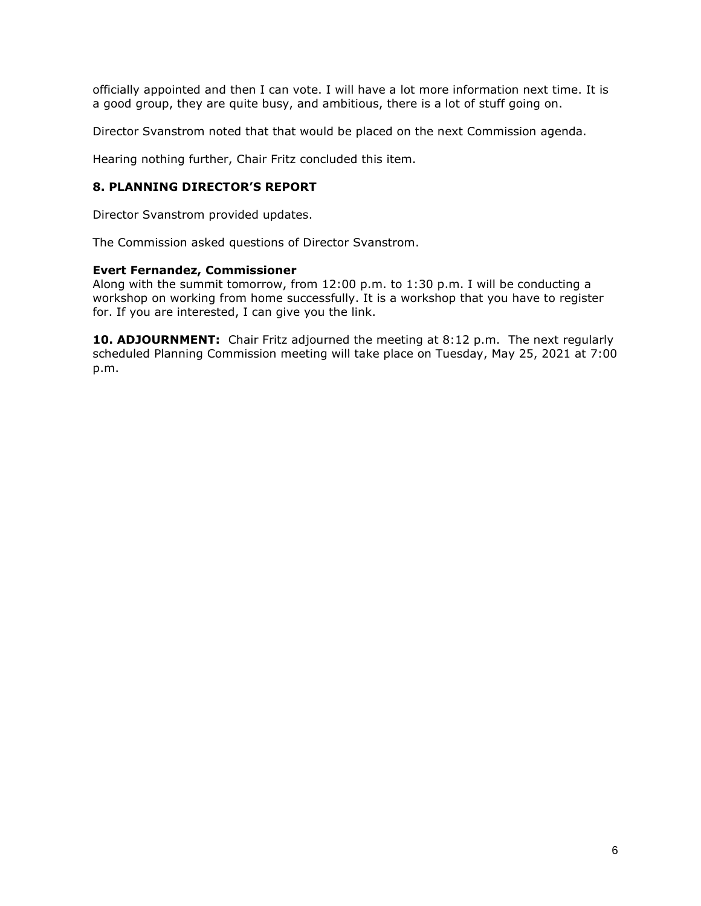officially appointed and then I can vote. I will have a lot more information next time. It is a good group, they are quite busy, and ambitious, there is a lot of stuff going on.

Director Svanstrom noted that that would be placed on the next Commission agenda.

Hearing nothing further, Chair Fritz concluded this item.

## 8. PLANNING DIRECTOR'S REPORT

Director Svanstrom provided updates.

The Commission asked questions of Director Svanstrom.

**Evert Fernandez, Commissioner**
Along with the summit tomorrow, from 12:00 p.m. to 1:30 p.m. I will be conducting a workshop on working from home successfully. It is a workshop that you have to register for. If you are interested, I can give you the link.

**10. ADJOURNMENT:** Chair Fritz adjourned the meeting at 8:12 p.m. The next regularly scheduled Planning Commission meeting will take place on Tuesday, May 25, 2021 at 7:00 p.m.